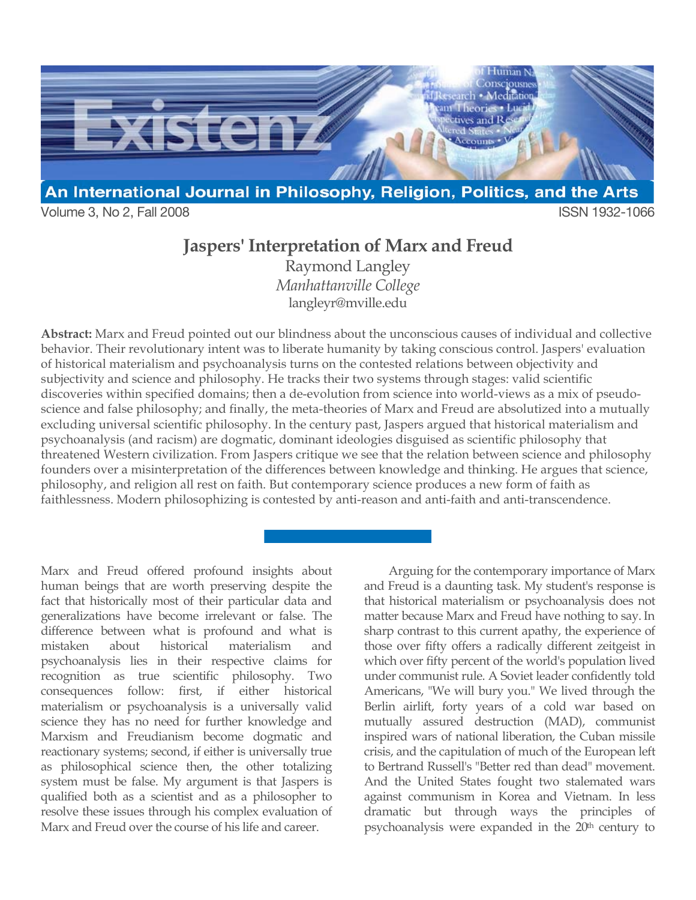# Jaspers' Interpretation of Marx and Freud

Raymond Langley
*Manhattanville College*
langleyr@mville.edu

**Abstract:** Marx and Freud pointed out our blindness about the unconscious causes of individual and collective behavior. Their revolutionary intent was to liberate humanity by taking conscious control. Jaspers' evaluation of historical materialism and psychoanalysis turns on the contested relations between objectivity and subjectivity and science and philosophy. He tracks their two systems through stages: valid scientific discoveries within specified domains; then a de-evolution from science into world-views as a mix of pseudo-science and false philosophy; and finally, the meta-theories of Marx and Freud are absolutized into a mutually excluding universal scientific philosophy. In the century past, Jaspers argued that historical materialism and psychoanalysis (and racism) are dogmatic, dominant ideologies disguised as scientific philosophy that threatened Western civilization. From Jaspers critique we see that the relation between science and philosophy founders over a misinterpretation of the differences between knowledge and thinking. He argues that science, philosophy, and religion all rest on faith. But contemporary science produces a new form of faith as faithlessness. Modern philosophizing is contested by anti-reason and anti-faith and anti-transcendence.

Marx and Freud offered profound insights about human beings that are worth preserving despite the fact that historically most of their particular data and generalizations have become irrelevant or false. The difference between what is profound and what is mistaken about historical materialism and psychoanalysis lies in their respective claims for recognition as true scientific philosophy. Two consequences follow: first, if either historical materialism or psychoanalysis is a universally valid science they has no need for further knowledge and Marxism and Freudianism become dogmatic and reactionary systems; second, if either is universally true as philosophical science then, the other totalizing system must be false. My argument is that Jaspers is qualified both as a scientist and as a philosopher to resolve these issues through his complex evaluation of Marx and Freud over the course of his life and career.

Arguing for the contemporary importance of Marx and Freud is a daunting task. My student's response is that historical materialism or psychoanalysis does not matter because Marx and Freud have nothing to say. In sharp contrast to this current apathy, the experience of those over fifty offers a radically different zeitgeist in which over fifty percent of the world's population lived under communist rule. A Soviet leader confidently told Americans, "We will bury you." We lived through the Berlin airlift, forty years of a cold war based on mutually assured destruction (MAD), communist inspired wars of national liberation, the Cuban missile crisis, and the capitulation of much of the European left to Bertrand Russell's "Better red than dead" movement. And the United States fought two stalemated wars against communism in Korea and Vietnam. In less dramatic but through ways the principles of psychoanalysis were expanded in the 20th century to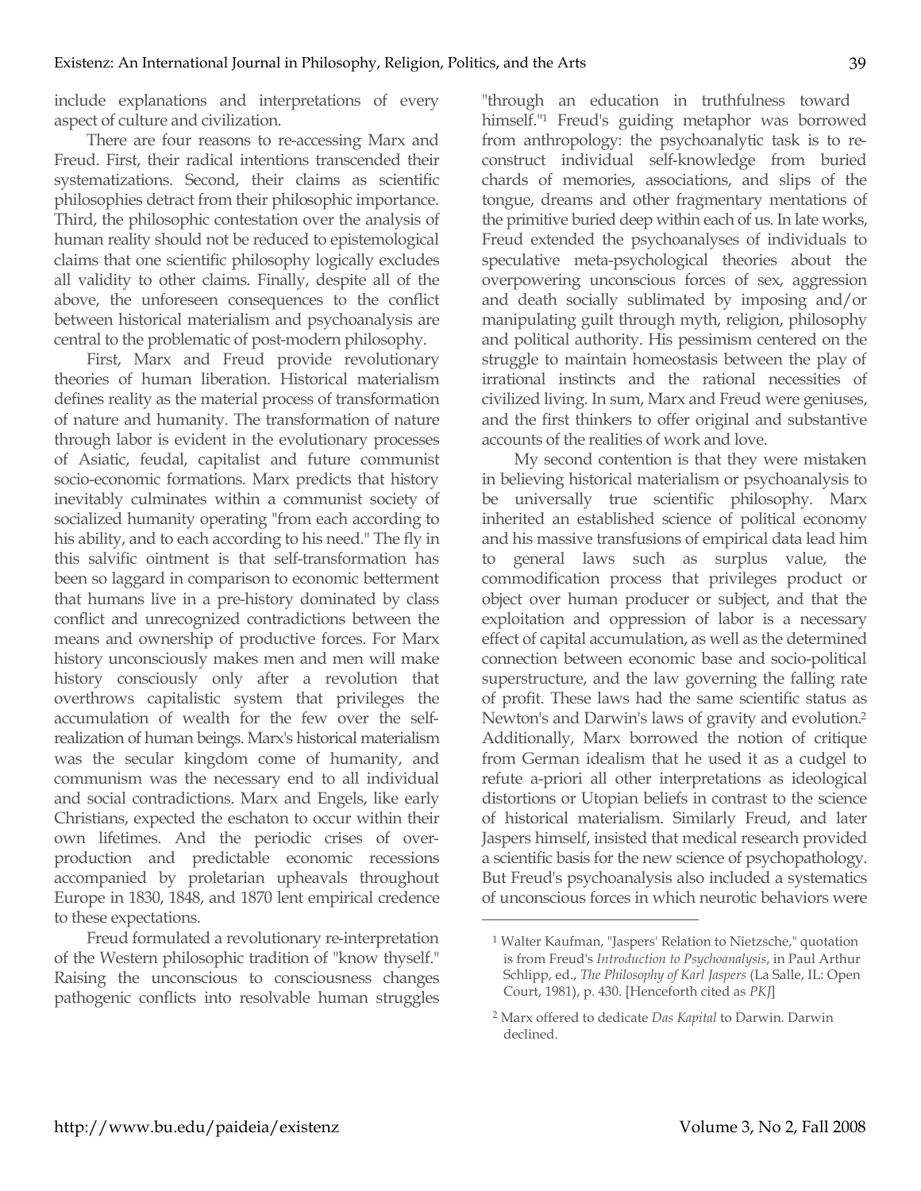include explanations and interpretations of every aspect of culture and civilization.

There are four reasons to re-accessing Marx and Freud. First, their radical intentions transcended their systematizations. Second, their claims as scientific philosophies detract from their philosophic importance. Third, the philosophic contestation over the analysis of human reality should not be reduced to epistemological claims that one scientific philosophy logically excludes all validity to other claims. Finally, despite all of the above, the unforeseen consequences to the conflict between historical materialism and psychoanalysis are central to the problematic of post-modern philosophy.

First, Marx and Freud provide revolutionary theories of human liberation. Historical materialism defines reality as the material process of transformation of nature and humanity. The transformation of nature through labor is evident in the evolutionary processes of Asiatic, feudal, capitalist and future communist socio-economic formations. Marx predicts that history inevitably culminates within a communist society of socialized humanity operating "from each according to his ability, and to each according to his need." The fly in this salvific ointment is that self-transformation has been so laggard in comparison to economic betterment that humans live in a pre-history dominated by class conflict and unrecognized contradictions between the means and ownership of productive forces. For Marx history unconsciously makes men and men will make history consciously only after a revolution that overthrows capitalistic system that privileges the accumulation of wealth for the few over the self-realization of human beings. Marx's historical materialism was the secular kingdom come of humanity, and communism was the necessary end to all individual and social contradictions. Marx and Engels, like early Christians, expected the eschaton to occur within their own lifetimes. And the periodic crises of over-production and predictable economic recessions accompanied by proletarian upheavals throughout Europe in 1830, 1848, and 1870 lent empirical credence to these expectations.

Freud formulated a revolutionary re-interpretation of the Western philosophic tradition of "know thyself." Raising the unconscious to consciousness changes pathogenic conflicts into resolvable human struggles "through an education in truthfulness toward himself."[1] Freud's guiding metaphor was borrowed from anthropology: the psychoanalytic task is to re-construct individual self-knowledge from buried chards of memories, associations, and slips of the tongue, dreams and other fragmentary mentations of the primitive buried deep within each of us. In late works, Freud extended the psychoanalyses of individuals to speculative meta-psychological theories about the overpowering unconscious forces of sex, aggression and death socially sublimated by imposing and/or manipulating guilt through myth, religion, philosophy and political authority. His pessimism centered on the struggle to maintain homeostasis between the play of irrational instincts and the rational necessities of civilized living. In sum, Marx and Freud were geniuses, and the first thinkers to offer original and substantive accounts of the realities of work and love.

My second contention is that they were mistaken in believing historical materialism or psychoanalysis to be universally true scientific philosophy. Marx inherited an established science of political economy and his massive transfusions of empirical data lead him to general laws such as surplus value, the commodification process that privileges product or object over human producer or subject, and that the exploitation and oppression of labor is a necessary effect of capital accumulation, as well as the determined connection between economic base and socio-political superstructure, and the law governing the falling rate of profit. These laws had the same scientific status as Newton's and Darwin's laws of gravity and evolution.[2] Additionally, Marx borrowed the notion of critique from German idealism that he used it as a cudgel to refute a-priori all other interpretations as ideological distortions or Utopian beliefs in contrast to the science of historical materialism. Similarly Freud, and later Jaspers himself, insisted that medical research provided a scientific basis for the new science of psychopathology. But Freud's psychoanalysis also included a systematics of unconscious forces in which neurotic behaviors were

---

[1] Walter Kaufman, "Jaspers' Relation to Nietzsche," quotation is from Freud's *Introduction to Psychoanalysis*, in Paul Arthur Schlipp, ed., *The Philosophy of Karl Jaspers* (La Salle, IL: Open Court, 1981), p. 430. [Henceforth cited as *PKJ*]

[2] Marx offered to dedicate *Das Kapital* to Darwin. Darwin declined.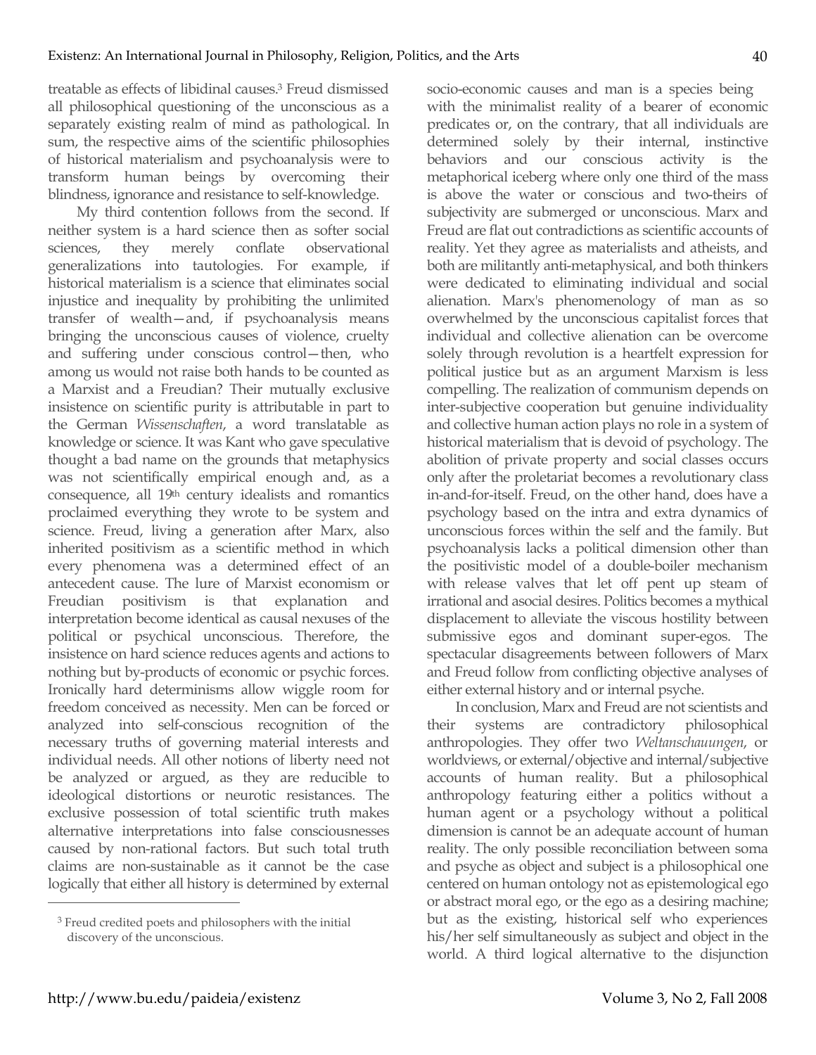treatable as effects of libidinal causes.[3] Freud dismissed all philosophical questioning of the unconscious as a separately existing realm of mind as pathological. In sum, the respective aims of the scientific philosophies of historical materialism and psychoanalysis were to transform human beings by overcoming their blindness, ignorance and resistance to self-knowledge.

My third contention follows from the second. If neither system is a hard science then as softer social sciences, they merely conflate observational generalizations into tautologies. For example, if historical materialism is a science that eliminates social injustice and inequality by prohibiting the unlimited transfer of wealth—and, if psychoanalysis means bringing the unconscious causes of violence, cruelty and suffering under conscious control—then, who among us would not raise both hands to be counted as a Marxist and a Freudian? Their mutually exclusive insistence on scientific purity is attributable in part to the German *Wissenschaften*, a word translatable as knowledge or science. It was Kant who gave speculative thought a bad name on the grounds that metaphysics was not scientifically empirical enough and, as a consequence, all 19th century idealists and romantics proclaimed everything they wrote to be system and science. Freud, living a generation after Marx, also inherited positivism as a scientific method in which every phenomena was a determined effect of an antecedent cause. The lure of Marxist economism or Freudian positivism is that explanation and interpretation become identical as causal nexuses of the political or psychical unconscious. Therefore, the insistence on hard science reduces agents and actions to nothing but by-products of economic or psychic forces. Ironically hard determinisms allow wiggle room for freedom conceived as necessity. Men can be forced or analyzed into self-conscious recognition of the necessary truths of governing material interests and individual needs. All other notions of liberty need not be analyzed or argued, as they are reducible to ideological distortions or neurotic resistances. The exclusive possession of total scientific truth makes alternative interpretations into false consciousnesses caused by non-rational factors. But such total truth claims are non-sustainable as it cannot be the case logically that either all history is determined by external socio-economic causes and man is a species being with the minimalist reality of a bearer of economic predicates or, on the contrary, that all individuals are determined solely by their internal, instinctive behaviors and our conscious activity is the metaphorical iceberg where only one third of the mass is above the water or conscious and two-theirs of subjectivity are submerged or unconscious. Marx and Freud are flat out contradictions as scientific accounts of reality. Yet they agree as materialists and atheists, and both are militantly anti-metaphysical, and both thinkers were dedicated to eliminating individual and social alienation. Marx's phenomenology of man as so overwhelmed by the unconscious capitalist forces that individual and collective alienation can be overcome solely through revolution is a heartfelt expression for political justice but as an argument Marxism is less compelling. The realization of communism depends on inter-subjective cooperation but genuine individuality and collective human action plays no role in a system of historical materialism that is devoid of psychology. The abolition of private property and social classes occurs only after the proletariat becomes a revolutionary class in-and-for-itself. Freud, on the other hand, does have a psychology based on the intra and extra dynamics of unconscious forces within the self and the family. But psychoanalysis lacks a political dimension other than the positivistic model of a double-boiler mechanism with release valves that let off pent up steam of irrational and asocial desires. Politics becomes a mythical displacement to alleviate the viscous hostility between submissive egos and dominant super-egos. The spectacular disagreements between followers of Marx and Freud follow from conflicting objective analyses of either external history and or internal psyche.

In conclusion, Marx and Freud are not scientists and their systems are contradictory philosophical anthropologies. They offer two *Weltanschauungen*, or worldviews, or external/objective and internal/subjective accounts of human reality. But a philosophical anthropology featuring either a politics without a human agent or a psychology without a political dimension is cannot be an adequate account of human reality. The only possible reconciliation between soma and psyche as object and subject is a philosophical one centered on human ontology not as epistemological ego or abstract moral ego, or the ego as a desiring machine; but as the existing, historical self who experiences his/her self simultaneously as subject and object in the world. A third logical alternative to the disjunction

[3] Freud credited poets and philosophers with the initial discovery of the unconscious.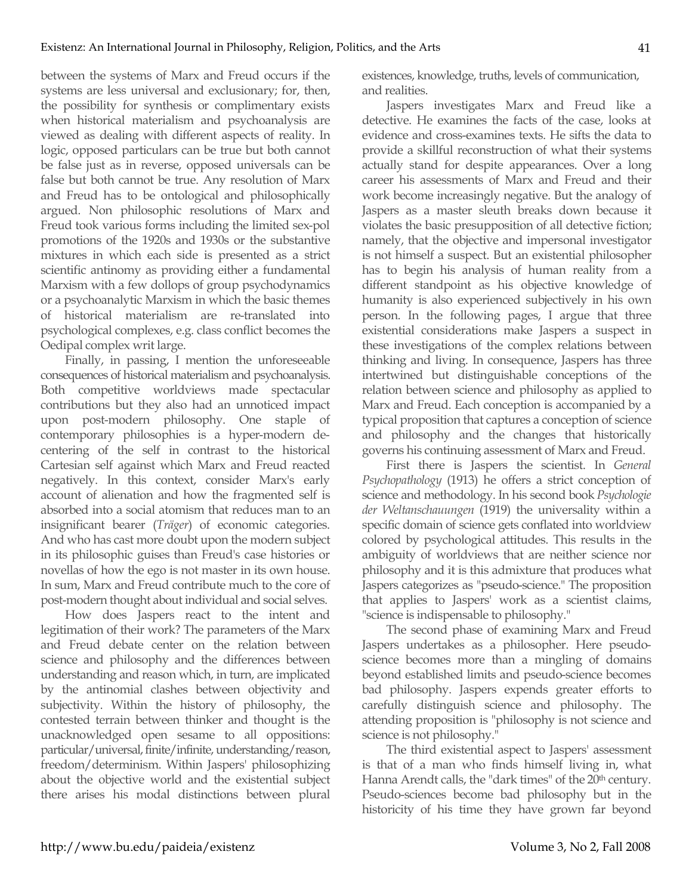between the systems of Marx and Freud occurs if the systems are less universal and exclusionary; for, then, the possibility for synthesis or complimentary exists when historical materialism and psychoanalysis are viewed as dealing with different aspects of reality. In logic, opposed particulars can be true but both cannot be false just as in reverse, opposed universals can be false but both cannot be true. Any resolution of Marx and Freud has to be ontological and philosophically argued. Non philosophic resolutions of Marx and Freud took various forms including the limited sex-pol promotions of the 1920s and 1930s or the substantive mixtures in which each side is presented as a strict scientific antinomy as providing either a fundamental Marxism with a few dollops of group psychodynamics or a psychoanalytic Marxism in which the basic themes of historical materialism are re-translated into psychological complexes, e.g. class conflict becomes the Oedipal complex writ large.

Finally, in passing, I mention the unforeseeable consequences of historical materialism and psychoanalysis. Both competitive worldviews made spectacular contributions but they also had an unnoticed impact upon post-modern philosophy. One staple of contemporary philosophies is a hyper-modern de-centering of the self in contrast to the historical Cartesian self against which Marx and Freud reacted negatively. In this context, consider Marx's early account of alienation and how the fragmented self is absorbed into a social atomism that reduces man to an insignificant bearer (*Träger*) of economic categories. And who has cast more doubt upon the modern subject in its philosophic guises than Freud's case histories or novellas of how the ego is not master in its own house. In sum, Marx and Freud contribute much to the core of post-modern thought about individual and social selves.

How does Jaspers react to the intent and legitimation of their work? The parameters of the Marx and Freud debate center on the relation between science and philosophy and the differences between understanding and reason which, in turn, are implicated by the antinomial clashes between objectivity and subjectivity. Within the history of philosophy, the contested terrain between thinker and thought is the unacknowledged open sesame to all oppositions: particular/universal, finite/infinite, understanding/reason, freedom/determinism. Within Jaspers' philosophizing about the objective world and the existential subject there arises his modal distinctions between plural existences, knowledge, truths, levels of communication, and realities.

Jaspers investigates Marx and Freud like a detective. He examines the facts of the case, looks at evidence and cross-examines texts. He sifts the data to provide a skillful reconstruction of what their systems actually stand for despite appearances. Over a long career his assessments of Marx and Freud and their work become increasingly negative. But the analogy of Jaspers as a master sleuth breaks down because it violates the basic presupposition of all detective fiction; namely, that the objective and impersonal investigator is not himself a suspect. But an existential philosopher has to begin his analysis of human reality from a different standpoint as his objective knowledge of humanity is also experienced subjectively in his own person. In the following pages, I argue that three existential considerations make Jaspers a suspect in these investigations of the complex relations between thinking and living. In consequence, Jaspers has three intertwined but distinguishable conceptions of the relation between science and philosophy as applied to Marx and Freud. Each conception is accompanied by a typical proposition that captures a conception of science and philosophy and the changes that historically governs his continuing assessment of Marx and Freud.

First there is Jaspers the scientist. In *General Psychopathology* (1913) he offers a strict conception of science and methodology. In his second book *Psychologie der Weltanschauungen* (1919) the universality within a specific domain of science gets conflated into worldview colored by psychological attitudes. This results in the ambiguity of worldviews that are neither science nor philosophy and it is this admixture that produces what Jaspers categorizes as "pseudo-science." The proposition that applies to Jaspers' work as a scientist claims, "science is indispensable to philosophy."

The second phase of examining Marx and Freud Jaspers undertakes as a philosopher. Here pseudo-science becomes more than a mingling of domains beyond established limits and pseudo-science becomes bad philosophy. Jaspers expends greater efforts to carefully distinguish science and philosophy. The attending proposition is "philosophy is not science and science is not philosophy."

The third existential aspect to Jaspers' assessment is that of a man who finds himself living in, what Hanna Arendt calls, the "dark times" of the 20th century. Pseudo-sciences become bad philosophy but in the historicity of his time they have grown far beyond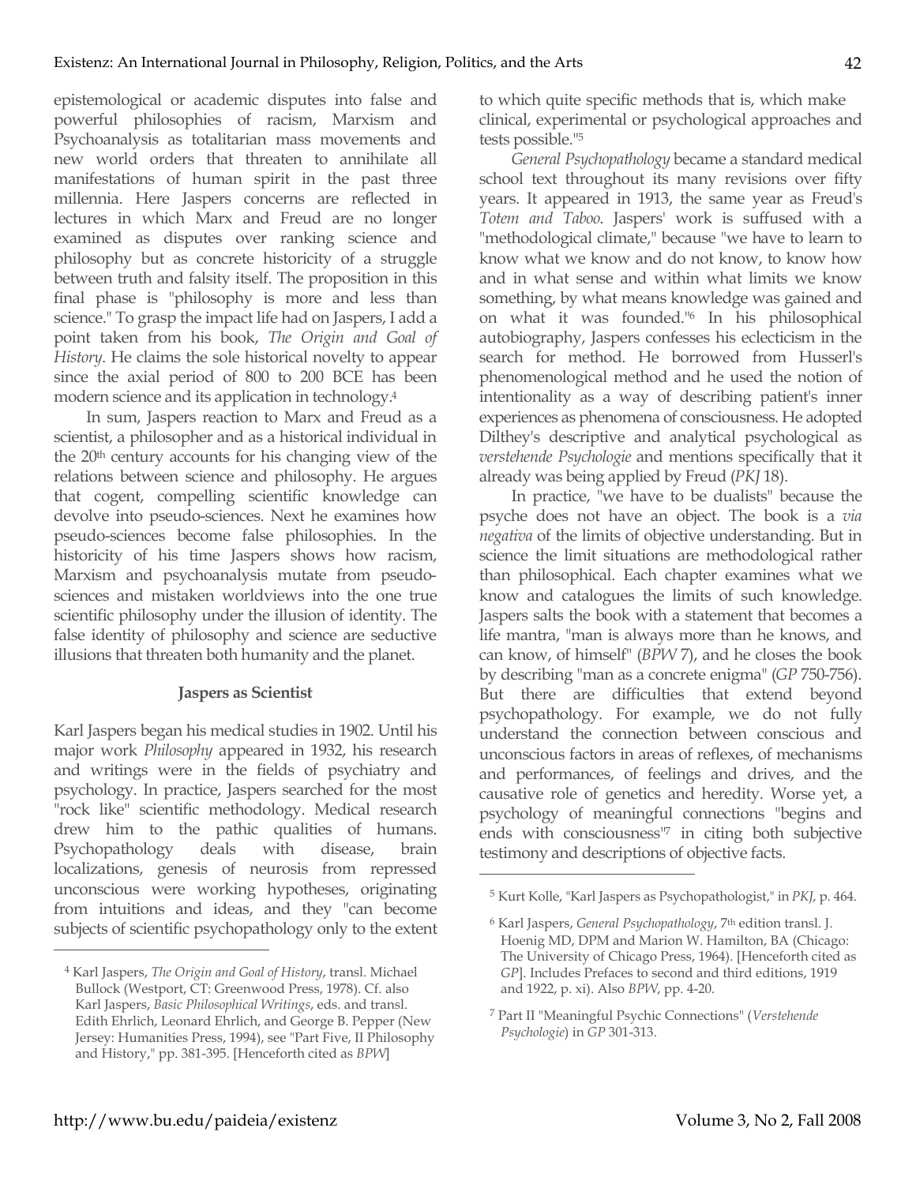epistemological or academic disputes into false and powerful philosophies of racism, Marxism and Psychoanalysis as totalitarian mass movements and new world orders that threaten to annihilate all manifestations of human spirit in the past three millennia. Here Jaspers concerns are reflected in lectures in which Marx and Freud are no longer examined as disputes over ranking science and philosophy but as concrete historicity of a struggle between truth and falsity itself. The proposition in this final phase is "philosophy is more and less than science." To grasp the impact life had on Jaspers, I add a point taken from his book, *The Origin and Goal of History*. He claims the sole historical novelty to appear since the axial period of 800 to 200 BCE has been modern science and its application in technology.[4]

In sum, Jaspers reaction to Marx and Freud as a scientist, a philosopher and as a historical individual in the 20th century accounts for his changing view of the relations between science and philosophy. He argues that cogent, compelling scientific knowledge can devolve into pseudo-sciences. Next he examines how pseudo-sciences become false philosophies. In the historicity of his time Jaspers shows how racism, Marxism and psychoanalysis mutate from pseudo-sciences and mistaken worldviews into the one true scientific philosophy under the illusion of identity. The false identity of philosophy and science are seductive illusions that threaten both humanity and the planet.

**Jaspers as Scientist**

Karl Jaspers began his medical studies in 1902. Until his major work *Philosophy* appeared in 1932, his research and writings were in the fields of psychiatry and psychology. In practice, Jaspers searched for the most "rock like" scientific methodology. Medical research drew him to the pathic qualities of humans. Psychopathology deals with disease, brain localizations, genesis of neurosis from repressed unconscious were working hypotheses, originating from intuitions and ideas, and they "can become subjects of scientific psychopathology only to the extent to which quite specific methods that is, which make clinical, experimental or psychological approaches and tests possible."[5]

*General Psychopathology* became a standard medical school text throughout its many revisions over fifty years. It appeared in 1913, the same year as Freud's *Totem and Taboo*. Jaspers' work is suffused with a "methodological climate," because "we have to learn to know what we know and do not know, to know how and in what sense and within what limits we know something, by what means knowledge was gained and on what it was founded."[6] In his philosophical autobiography, Jaspers confesses his eclecticism in the search for method. He borrowed from Husserl's phenomenological method and he used the notion of intentionality as a way of describing patient's inner experiences as phenomena of consciousness. He adopted Dilthey's descriptive and analytical psychological as *verstehende Psychologie* and mentions specifically that it already was being applied by Freud (*PKJ* 18).

In practice, "we have to be dualists" because the psyche does not have an object. The book is a *via negativa* of the limits of objective understanding. But in science the limit situations are methodological rather than philosophical. Each chapter examines what we know and catalogues the limits of such knowledge. Jaspers salts the book with a statement that becomes a life mantra, "man is always more than he knows, and can know, of himself" (*BPW* 7), and he closes the book by describing "man as a concrete enigma" (*GP* 750-756). But there are difficulties that extend beyond psychopathology. For example, we do not fully understand the connection between conscious and unconscious factors in areas of reflexes, of mechanisms and performances, of feelings and drives, and the causative role of genetics and heredity. Worse yet, a psychology of meaningful connections "begins and ends with consciousness"[7] in citing both subjective testimony and descriptions of objective facts.

---

[4] Karl Jaspers, *The Origin and Goal of History*, transl. Michael Bullock (Westport, CT: Greenwood Press, 1978). Cf. also Karl Jaspers, *Basic Philosophical Writings*, eds. and transl. Edith Ehrlich, Leonard Ehrlich, and George B. Pepper (New Jersey: Humanities Press, 1994), see "Part Five, II Philosophy and History," pp. 381-395. [Henceforth cited as *BPW*]

[5] Kurt Kolle, "Karl Jaspers as Psychopathologist," in *PKJ*, p. 464.

[6] Karl Jaspers, *General Psychopathology*, 7th edition transl. J. Hoenig MD, DPM and Marion W. Hamilton, BA (Chicago: The University of Chicago Press, 1964). [Henceforth cited as *GP*]. Includes Prefaces to second and third editions, 1919 and 1922, p. xi). Also *BPW*, pp. 4-20.

[7] Part II "Meaningful Psychic Connections" (*Verstehende Psychologie*) in *GP* 301-313.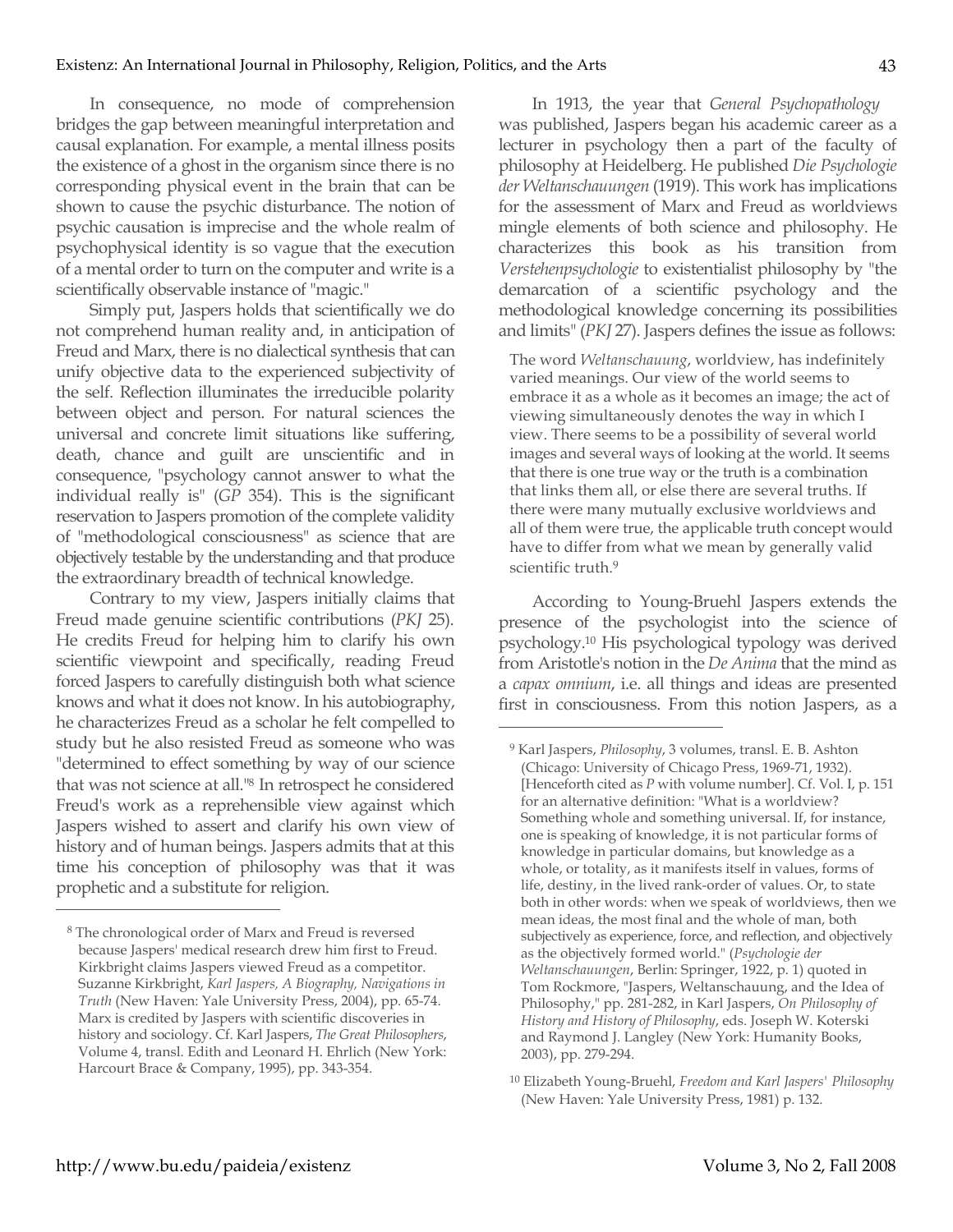In consequence, no mode of comprehension bridges the gap between meaningful interpretation and causal explanation. For example, a mental illness posits the existence of a ghost in the organism since there is no corresponding physical event in the brain that can be shown to cause the psychic disturbance. The notion of psychic causation is imprecise and the whole realm of psychophysical identity is so vague that the execution of a mental order to turn on the computer and write is a scientifically observable instance of "magic."

Simply put, Jaspers holds that scientifically we do not comprehend human reality and, in anticipation of Freud and Marx, there is no dialectical synthesis that can unify objective data to the experienced subjectivity of the self. Reflection illuminates the irreducible polarity between object and person. For natural sciences the universal and concrete limit situations like suffering, death, chance and guilt are unscientific and in consequence, "psychology cannot answer to what the individual really is" (*GP* 354). This is the significant reservation to Jaspers promotion of the complete validity of "methodological consciousness" as science that are objectively testable by the understanding and that produce the extraordinary breadth of technical knowledge.

Contrary to my view, Jaspers initially claims that Freud made genuine scientific contributions (*PKJ* 25). He credits Freud for helping him to clarify his own scientific viewpoint and specifically, reading Freud forced Jaspers to carefully distinguish both what science knows and what it does not know. In his autobiography, he characterizes Freud as a scholar he felt compelled to study but he also resisted Freud as someone who was "determined to effect something by way of our science that was not science at all."[8] In retrospect he considered Freud's work as a reprehensible view against which Jaspers wished to assert and clarify his own view of history and of human beings. Jaspers admits that at this time his conception of philosophy was that it was prophetic and a substitute for religion.

In 1913, the year that *General Psychopathology* was published, Jaspers began his academic career as a lecturer in psychology then a part of the faculty of philosophy at Heidelberg. He published *Die Psychologie der Weltanschauungen* (1919). This work has implications for the assessment of Marx and Freud as worldviews mingle elements of both science and philosophy. He characterizes this book as his transition from *Verstehenpsychologie* to existentialist philosophy by "the demarcation of a scientific psychology and the methodological knowledge concerning its possibilities and limits" (*PKJ* 27). Jaspers defines the issue as follows:

> The word *Weltanschauung*, worldview, has indefinitely varied meanings. Our view of the world seems to embrace it as a whole as it becomes an image; the act of viewing simultaneously denotes the way in which I view. There seems to be a possibility of several world images and several ways of looking at the world. It seems that there is one true way or the truth is a combination that links them all, or else there are several truths. If there were many mutually exclusive worldviews and all of them were true, the applicable truth concept would have to differ from what we mean by generally valid scientific truth.[9]

According to Young-Bruehl Jaspers extends the presence of the psychologist into the science of psychology.[10] His psychological typology was derived from Aristotle's notion in the *De Anima* that the mind as a *capax omnium*, i.e. all things and ideas are presented first in consciousness. From this notion Jaspers, as a

---

[8] The chronological order of Marx and Freud is reversed because Jaspers' medical research drew him first to Freud. Kirkbright claims Jaspers viewed Freud as a competitor. Suzanne Kirkbright, *Karl Jaspers, A Biography, Navigations in Truth* (New Haven: Yale University Press, 2004), pp. 65-74. Marx is credited by Jaspers with scientific discoveries in history and sociology. Cf. Karl Jaspers, *The Great Philosophers*, Volume 4, transl. Edith and Leonard H. Ehrlich (New York: Harcourt Brace & Company, 1995), pp. 343-354.

[9] Karl Jaspers, *Philosophy*, 3 volumes, transl. E. B. Ashton (Chicago: University of Chicago Press, 1969-71, 1932). [Henceforth cited as *P* with volume number]. Cf. Vol. I, p. 151 for an alternative definition: "What is a worldview? Something whole and something universal. If, for instance, one is speaking of knowledge, it is not particular forms of knowledge in particular domains, but knowledge as a whole, or totality, as it manifests itself in values, forms of life, destiny, in the lived rank-order of values. Or, to state both in other words: when we speak of worldviews, then we mean ideas, the most final and the whole of man, both subjectively as experience, force, and reflection, and objectively as the objectively formed world." (*Psychologie der Weltanschauungen*, Berlin: Springer, 1922, p. 1) quoted in Tom Rockmore, "Jaspers, Weltanschauung, and the Idea of Philosophy," pp. 281-282, in Karl Jaspers, *On Philosophy of History and History of Philosophy*, eds. Joseph W. Koterski and Raymond J. Langley (New York: Humanity Books, 2003), pp. 279-294.

[10] Elizabeth Young-Bruehl, *Freedom and Karl Jaspers' Philosophy* (New Haven: Yale University Press, 1981) p. 132.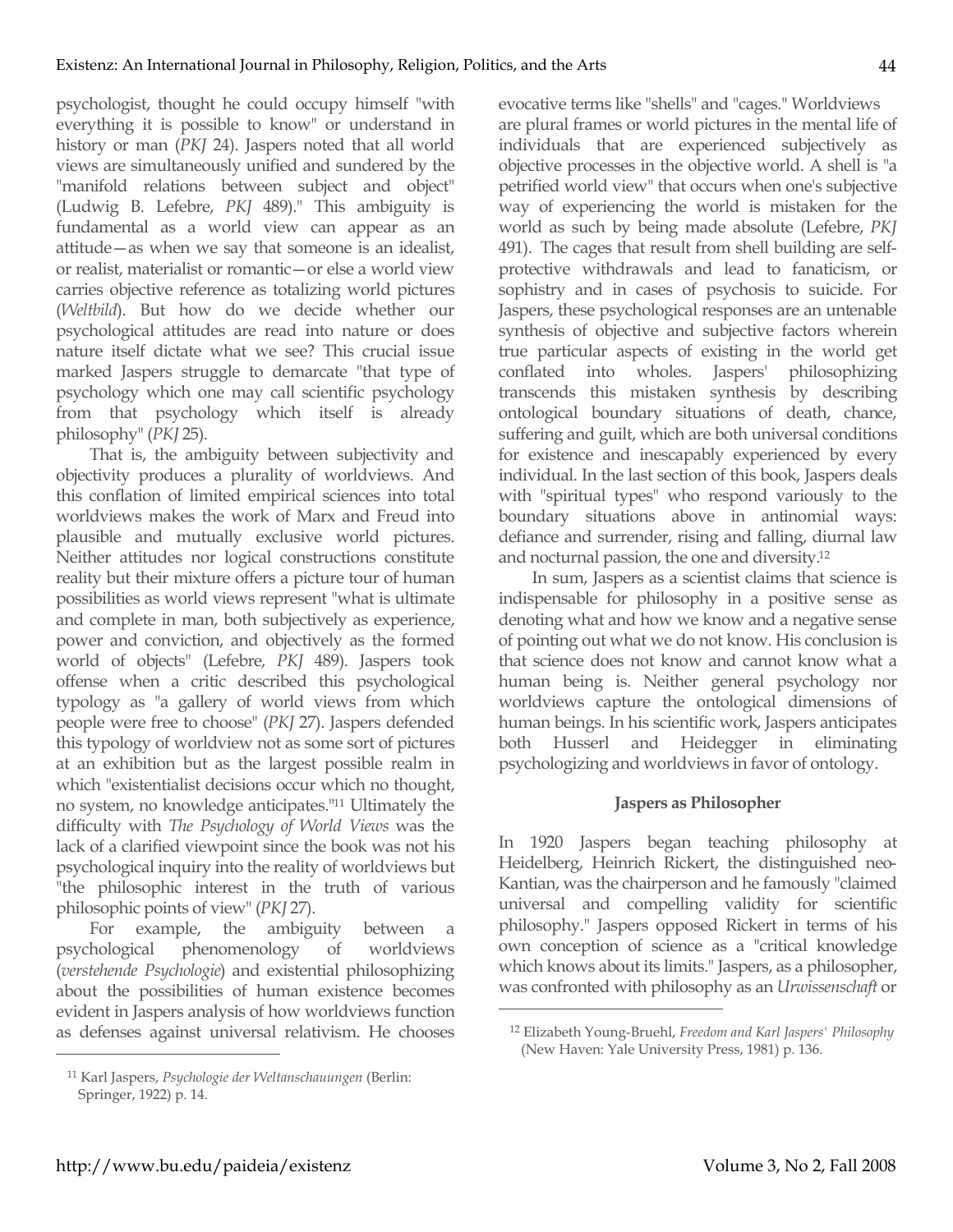psychologist, thought he could occupy himself "with everything it is possible to know" or understand in history or man (*PKJ* 24). Jaspers noted that all world views are simultaneously unified and sundered by the "manifold relations between subject and object" (Ludwig B. Lefebre, *PKJ* 489)." This ambiguity is fundamental as a world view can appear as an attitude—as when we say that someone is an idealist, or realist, materialist or romantic—or else a world view carries objective reference as totalizing world pictures (*Weltbild*). But how do we decide whether our psychological attitudes are read into nature or does nature itself dictate what we see? This crucial issue marked Jaspers struggle to demarcate "that type of psychology which one may call scientific psychology from that psychology which itself is already philosophy" (*PKJ* 25).

That is, the ambiguity between subjectivity and objectivity produces a plurality of worldviews. And this conflation of limited empirical sciences into total worldviews makes the work of Marx and Freud into plausible and mutually exclusive world pictures. Neither attitudes nor logical constructions constitute reality but their mixture offers a picture tour of human possibilities as world views represent "what is ultimate and complete in man, both subjectively as experience, power and conviction, and objectively as the formed world of objects" (Lefebre, *PKJ* 489). Jaspers took offense when a critic described this psychological typology as "a gallery of world views from which people were free to choose" (*PKJ* 27). Jaspers defended this typology of worldview not as some sort of pictures at an exhibition but as the largest possible realm in which "existentialist decisions occur which no thought, no system, no knowledge anticipates."[11] Ultimately the difficulty with *The Psychology of World Views* was the lack of a clarified viewpoint since the book was not his psychological inquiry into the reality of worldviews but "the philosophic interest in the truth of various philosophic points of view" (*PKJ* 27).

For example, the ambiguity between a psychological phenomenology of worldviews (*verstehende Psychologie*) and existential philosophizing about the possibilities of human existence becomes evident in Jaspers analysis of how worldviews function as defenses against universal relativism. He chooses evocative terms like "shells" and "cages." Worldviews are plural frames or world pictures in the mental life of individuals that are experienced subjectively as objective processes in the objective world. A shell is "a petrified world view" that occurs when one's subjective way of experiencing the world is mistaken for the world as such by being made absolute (Lefebre, *PKJ* 491). The cages that result from shell building are self-protective withdrawals and lead to fanaticism, or sophistry and in cases of psychosis to suicide. For Jaspers, these psychological responses are an untenable synthesis of objective and subjective factors wherein true particular aspects of existing in the world get conflated into wholes. Jaspers' philosophizing transcends this mistaken synthesis by describing ontological boundary situations of death, chance, suffering and guilt, which are both universal conditions for existence and inescapably experienced by every individual. In the last section of this book, Jaspers deals with "spiritual types" who respond variously to the boundary situations above in antinomial ways: defiance and surrender, rising and falling, diurnal law and nocturnal passion, the one and diversity.[12]

In sum, Jaspers as a scientist claims that science is indispensable for philosophy in a positive sense as denoting what and how we know and a negative sense of pointing out what we do not know. His conclusion is that science does not know and cannot know what a human being is. Neither general psychology nor worldviews capture the ontological dimensions of human beings. In his scientific work, Jaspers anticipates both Husserl and Heidegger in eliminating psychologizing and worldviews in favor of ontology.

### Jaspers as Philosopher

In 1920 Jaspers began teaching philosophy at Heidelberg, Heinrich Rickert, the distinguished neo-Kantian, was the chairperson and he famously "claimed universal and compelling validity for scientific philosophy." Jaspers opposed Rickert in terms of his own conception of science as a "critical knowledge which knows about its limits." Jaspers, as a philosopher, was confronted with philosophy as an *Urwissenschaft* or

---

[11] Karl Jaspers, *Psychologie der Weltanschauungen* (Berlin: Springer, 1922) p. 14.

[12] Elizabeth Young-Bruehl, *Freedom and Karl Jaspers' Philosophy* (New Haven: Yale University Press, 1981) p. 136.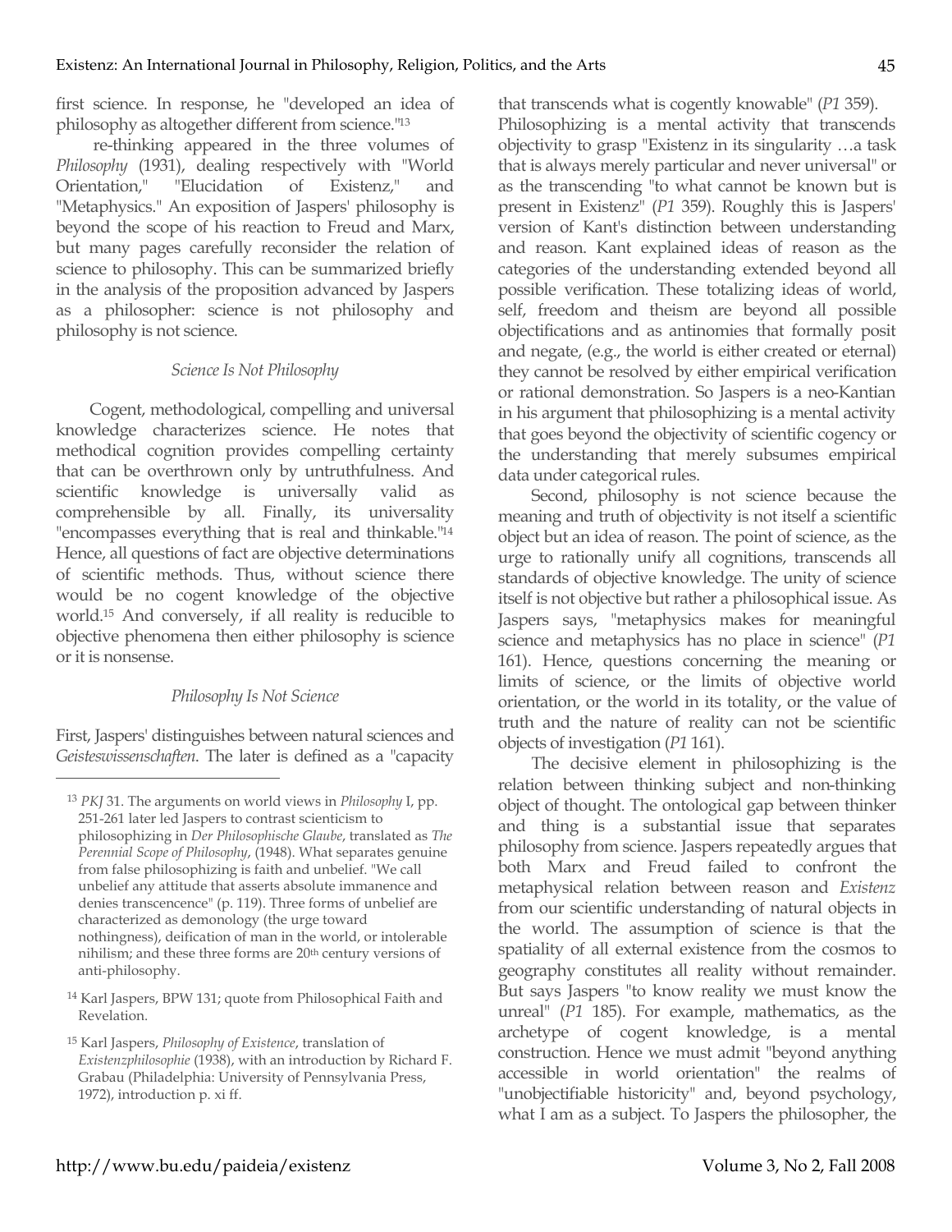first science. In response, he "developed an idea of philosophy as altogether different from science."[13]

re-thinking appeared in the three volumes of *Philosophy* (1931), dealing respectively with "World Orientation," "Elucidation of Existenz," and "Metaphysics." An exposition of Jaspers' philosophy is beyond the scope of his reaction to Freud and Marx, but many pages carefully reconsider the relation of science to philosophy. This can be summarized briefly in the analysis of the proposition advanced by Jaspers as a philosopher: science is not philosophy and philosophy is not science.

*Science Is Not Philosophy*

Cogent, methodological, compelling and universal knowledge characterizes science. He notes that methodical cognition provides compelling certainty that can be overthrown only by untruthfulness. And scientific knowledge is universally valid as comprehensible by all. Finally, its universality "encompasses everything that is real and thinkable."[14] Hence, all questions of fact are objective determinations of scientific methods. Thus, without science there would be no cogent knowledge of the objective world.[15] And conversely, if all reality is reducible to objective phenomena then either philosophy is science or it is nonsense.

*Philosophy Is Not Science*

First, Jaspers' distinguishes between natural sciences and *Geisteswissenschaften*. The later is defined as a "capacity that transcends what is cogently knowable" (*P1* 359). Philosophizing is a mental activity that transcends objectivity to grasp "Existenz in its singularity …a task that is always merely particular and never universal" or as the transcending "to what cannot be known but is present in Existenz" (*P1* 359). Roughly this is Jaspers' version of Kant's distinction between understanding and reason. Kant explained ideas of reason as the categories of the understanding extended beyond all possible verification. These totalizing ideas of world, self, freedom and theism are beyond all possible objectifications and as antinomies that formally posit and negate, (e.g., the world is either created or eternal) they cannot be resolved by either empirical verification or rational demonstration. So Jaspers is a neo-Kantian in his argument that philosophizing is a mental activity that goes beyond the objectivity of scientific cogency or the understanding that merely subsumes empirical data under categorical rules.

Second, philosophy is not science because the meaning and truth of objectivity is not itself a scientific object but an idea of reason. The point of science, as the urge to rationally unify all cognitions, transcends all standards of objective knowledge. The unity of science itself is not objective but rather a philosophical issue. As Jaspers says, "metaphysics makes for meaningful science and metaphysics has no place in science" (*P1* 161). Hence, questions concerning the meaning or limits of science, or the limits of objective world orientation, or the world in its totality, or the value of truth and the nature of reality can not be scientific objects of investigation (*P1* 161).

The decisive element in philosophizing is the relation between thinking subject and non-thinking object of thought. The ontological gap between thinker and thing is a substantial issue that separates philosophy from science. Jaspers repeatedly argues that both Marx and Freud failed to confront the metaphysical relation between reason and *Existenz* from our scientific understanding of natural objects in the world. The assumption of science is that the spatiality of all external existence from the cosmos to geography constitutes all reality without remainder. But says Jaspers "to know reality we must know the unreal" (*P1* 185). For example, mathematics, as the archetype of cogent knowledge, is a mental construction. Hence we must admit "beyond anything accessible in world orientation" the realms of "unobjectifiable historicity" and, beyond psychology, what I am as a subject. To Jaspers the philosopher, the

---

[13] *PKJ* 31. The arguments on world views in *Philosophy* I, pp. 251-261 later led Jaspers to contrast scienticism to philosophizing in *Der Philosophische Glaube*, translated as *The Perennial Scope of Philosophy*, (1948). What separates genuine from false philosophizing is faith and unbelief. "We call unbelief any attitude that asserts absolute immanence and denies transcendence" (p. 119). Three forms of unbelief are characterized as demonology (the urge toward nothingness), deification of man in the world, or intolerable nihilism; and these three forms are 20th century versions of anti-philosophy.

[14] Karl Jaspers, BPW 131; quote from Philosophical Faith and Revelation.

[15] Karl Jaspers, *Philosophy of Existence*, translation of *Existenzphilosophie* (1938), with an introduction by Richard F. Grabau (Philadelphia: University of Pennsylvania Press, 1972), introduction p. xi ff.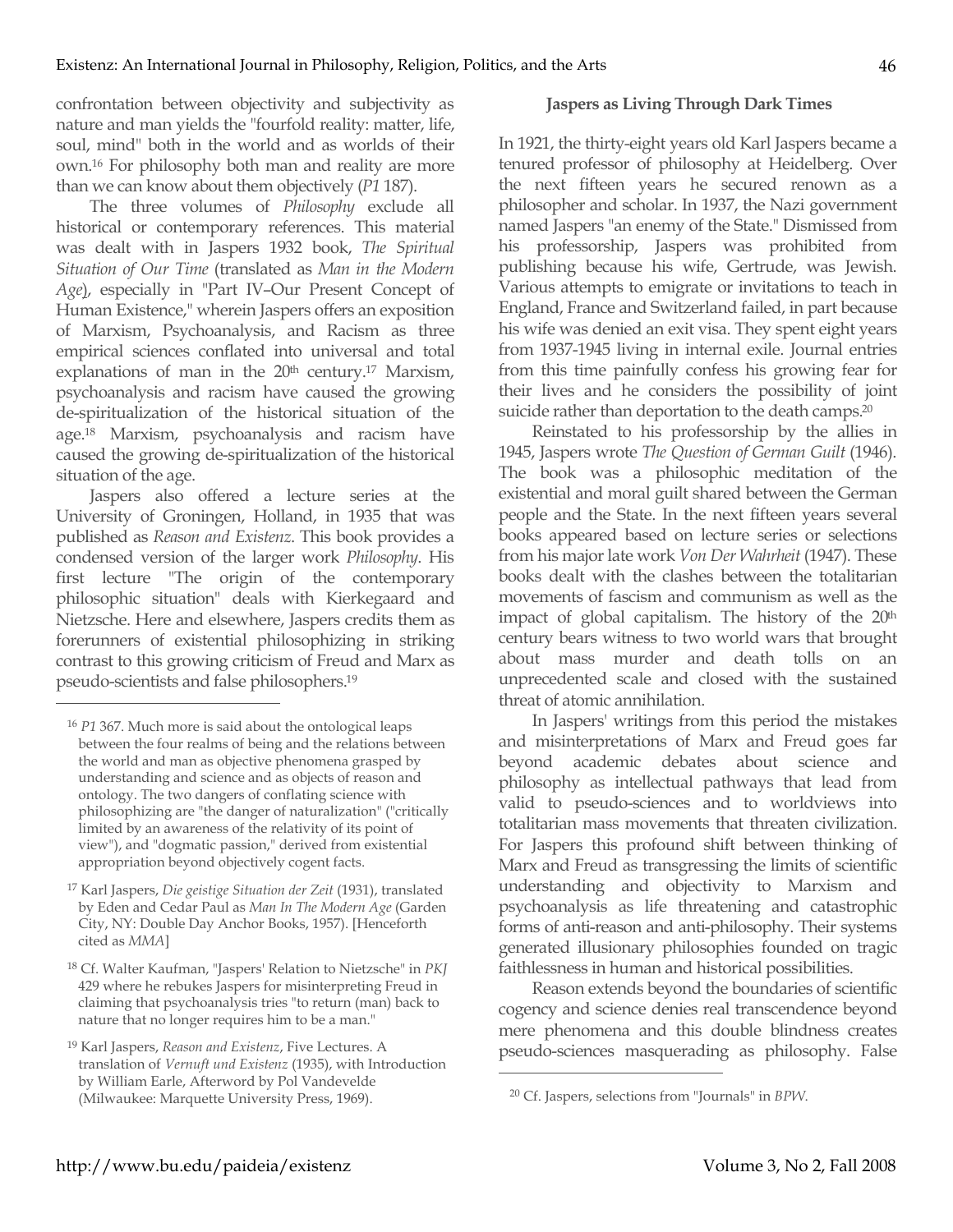confrontation between objectivity and subjectivity as nature and man yields the "fourfold reality: matter, life, soul, mind" both in the world and as worlds of their own.[16] For philosophy both man and reality are more than we can know about them objectively (*P1* 187).

The three volumes of *Philosophy* exclude all historical or contemporary references. This material was dealt with in Jaspers 1932 book, *The Spiritual Situation of Our Time* (translated as *Man in the Modern Age*), especially in "Part IV–Our Present Concept of Human Existence," wherein Jaspers offers an exposition of Marxism, Psychoanalysis, and Racism as three empirical sciences conflated into universal and total explanations of man in the 20th century.[17] Marxism, psychoanalysis and racism have caused the growing de-spiritualization of the historical situation of the age.[18] Marxism, psychoanalysis and racism have caused the growing de-spiritualization of the historical situation of the age.

Jaspers also offered a lecture series at the University of Groningen, Holland, in 1935 that was published as *Reason and Existenz*. This book provides a condensed version of the larger work *Philosophy*. His first lecture "The origin of the contemporary philosophic situation" deals with Kierkegaard and Nietzsche. Here and elsewhere, Jaspers credits them as forerunners of existential philosophizing in striking contrast to this growing criticism of Freud and Marx as pseudo-scientists and false philosophers.[19]

## Jaspers as Living Through Dark Times

In 1921, the thirty-eight years old Karl Jaspers became a tenured professor of philosophy at Heidelberg. Over the next fifteen years he secured renown as a philosopher and scholar. In 1937, the Nazi government named Jaspers "an enemy of the State." Dismissed from his professorship, Jaspers was prohibited from publishing because his wife, Gertrude, was Jewish. Various attempts to emigrate or invitations to teach in England, France and Switzerland failed, in part because his wife was denied an exit visa. They spent eight years from 1937-1945 living in internal exile. Journal entries from this time painfully confess his growing fear for their lives and he considers the possibility of joint suicide rather than deportation to the death camps.[20]

Reinstated to his professorship by the allies in 1945, Jaspers wrote *The Question of German Guilt* (1946). The book was a philosophic meditation of the existential and moral guilt shared between the German people and the State. In the next fifteen years several books appeared based on lecture series or selections from his major late work *Von Der Wahrheit* (1947). These books dealt with the clashes between the totalitarian movements of fascism and communism as well as the impact of global capitalism. The history of the 20th century bears witness to two world wars that brought about mass murder and death tolls on an unprecedented scale and closed with the sustained threat of atomic annihilation.

In Jaspers' writings from this period the mistakes and misinterpretations of Marx and Freud goes far beyond academic debates about science and philosophy as intellectual pathways that lead from valid to pseudo-sciences and to worldviews into totalitarian mass movements that threaten civilization. For Jaspers this profound shift between thinking of Marx and Freud as transgressing the limits of scientific understanding and objectivity to Marxism and psychoanalysis as life threatening and catastrophic forms of anti-reason and anti-philosophy. Their systems generated illusionary philosophies founded on tragic faithlessness in human and historical possibilities.

Reason extends beyond the boundaries of scientific cogency and science denies real transcendence beyond mere phenomena and this double blindness creates pseudo-sciences masquerading as philosophy. False

---

[16] *P1* 367. Much more is said about the ontological leaps between the four realms of being and the relations between the world and man as objective phenomena grasped by understanding and science and as objects of reason and ontology. The two dangers of conflating science with philosophizing are "the danger of naturalization" ("critically limited by an awareness of the relativity of its point of view"), and "dogmatic passion," derived from existential appropriation beyond objectively cogent facts.

[17] Karl Jaspers, *Die geistige Situation der Zeit* (1931), translated by Eden and Cedar Paul as *Man In The Modern Age* (Garden City, NY: Double Day Anchor Books, 1957). [Henceforth cited as *MMA*]

[18] Cf. Walter Kaufman, "Jaspers' Relation to Nietzsche" in *PKJ* 429 where he rebukes Jaspers for misinterpreting Freud in claiming that psychoanalysis tries "to return (man) back to nature that no longer requires him to be a man."

[19] Karl Jaspers, *Reason and Existenz*, Five Lectures. A translation of *Vernuft und Existenz* (1935), with Introduction by William Earle, Afterword by Pol Vandevelde (Milwaukee: Marquette University Press, 1969).

[20] Cf. Jaspers, selections from "Journals" in *BPW*.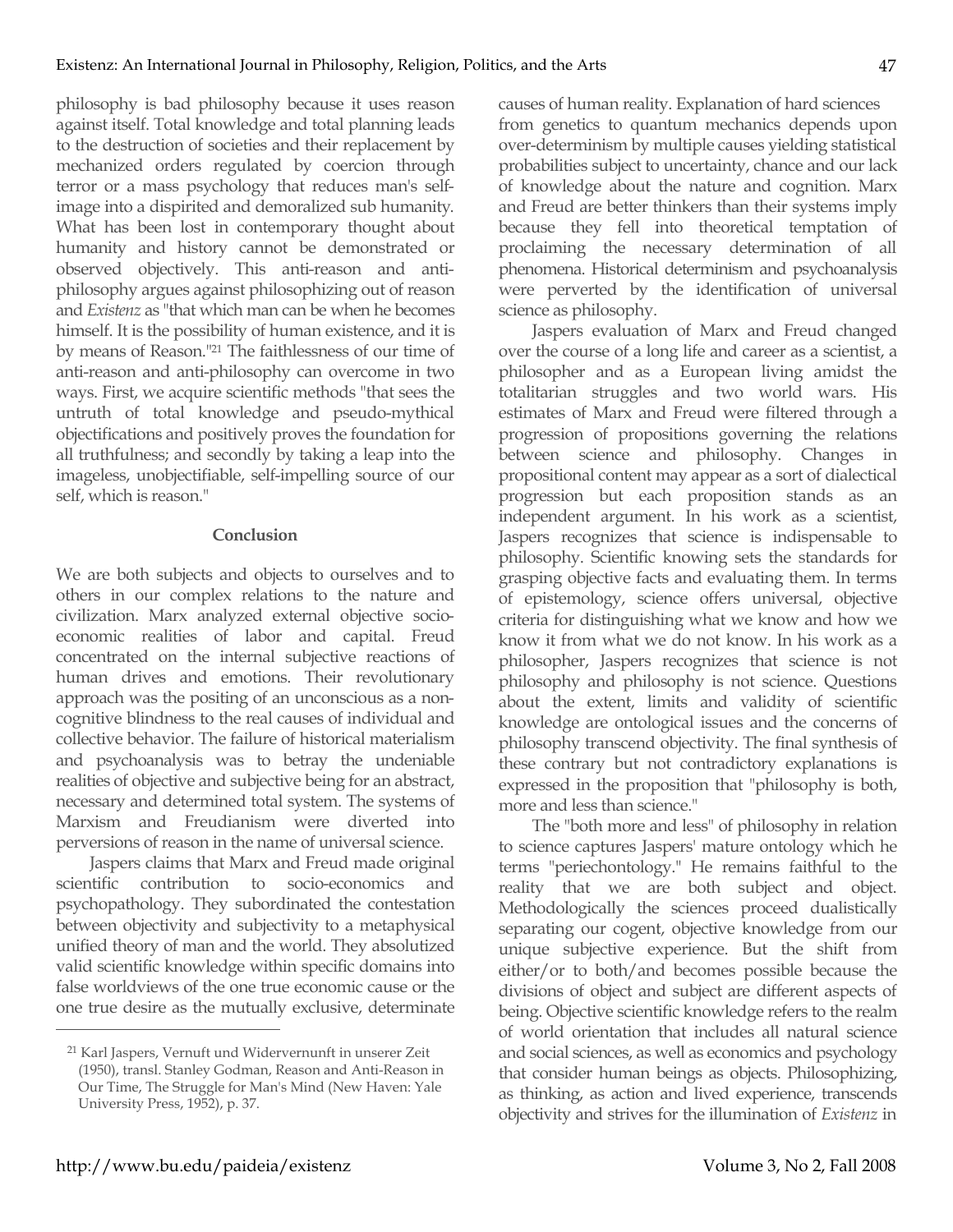philosophy is bad philosophy because it uses reason against itself. Total knowledge and total planning leads to the destruction of societies and their replacement by mechanized orders regulated by coercion through terror or a mass psychology that reduces man's self-image into a dispirited and demoralized sub humanity. What has been lost in contemporary thought about humanity and history cannot be demonstrated or observed objectively. This anti-reason and anti-philosophy argues against philosophizing out of reason and *Existenz* as "that which man can be when he becomes himself. It is the possibility of human existence, and it is by means of Reason."[21] The faithlessness of our time of anti-reason and anti-philosophy can overcome in two ways. First, we acquire scientific methods "that sees the untruth of total knowledge and pseudo-mythical objectifications and positively proves the foundation for all truthfulness; and secondly by taking a leap into the imageless, unobjectifiable, self-impelling source of our self, which is reason."

## Conclusion

We are both subjects and objects to ourselves and to others in our complex relations to the nature and civilization. Marx analyzed external objective socio-economic realities of labor and capital. Freud concentrated on the internal subjective reactions of human drives and emotions. Their revolutionary approach was the positing of an unconscious as a non-cognitive blindness to the real causes of individual and collective behavior. The failure of historical materialism and psychoanalysis was to betray the undeniable realities of objective and subjective being for an abstract, necessary and determined total system. The systems of Marxism and Freudianism were diverted into perversions of reason in the name of universal science.

Jaspers claims that Marx and Freud made original scientific contribution to socio-economics and psychopathology. They subordinated the contestation between objectivity and subjectivity to a metaphysical unified theory of man and the world. They absolutized valid scientific knowledge within specific domains into false worldviews of the one true economic cause or the one true desire as the mutually exclusive, determinate causes of human reality. Explanation of hard sciences from genetics to quantum mechanics depends upon over-determinism by multiple causes yielding statistical probabilities subject to uncertainty, chance and our lack of knowledge about the nature and cognition. Marx and Freud are better thinkers than their systems imply because they fell into theoretical temptation of proclaiming the necessary determination of all phenomena. Historical determinism and psychoanalysis were perverted by the identification of universal science as philosophy.

Jaspers evaluation of Marx and Freud changed over the course of a long life and career as a scientist, a philosopher and as a European living amidst the totalitarian struggles and two world wars. His estimates of Marx and Freud were filtered through a progression of propositions governing the relations between science and philosophy. Changes in propositional content may appear as a sort of dialectical progression but each proposition stands as an independent argument. In his work as a scientist, Jaspers recognizes that science is indispensable to philosophy. Scientific knowing sets the standards for grasping objective facts and evaluating them. In terms of epistemology, science offers universal, objective criteria for distinguishing what we know and how we know it from what we do not know. In his work as a philosopher, Jaspers recognizes that science is not philosophy and philosophy is not science. Questions about the extent, limits and validity of scientific knowledge are ontological issues and the concerns of philosophy transcend objectivity. The final synthesis of these contrary but not contradictory explanations is expressed in the proposition that "philosophy is both, more and less than science."

The "both more and less" of philosophy in relation to science captures Jaspers' mature ontology which he terms "periechontology." He remains faithful to the reality that we are both subject and object. Methodologically the sciences proceed dualistically separating our cogent, objective knowledge from our unique subjective experience. But the shift from either/or to both/and becomes possible because the divisions of object and subject are different aspects of being. Objective scientific knowledge refers to the realm of world orientation that includes all natural science and social sciences, as well as economics and psychology that consider human beings as objects. Philosophizing, as thinking, as action and lived experience, transcends objectivity and strives for the illumination of *Existenz* in

---

[21] Karl Jaspers, Vernunft und Widervernunft in unserer Zeit (1950), transl. Stanley Godman, Reason and Anti-Reason in Our Time, The Struggle for Man's Mind (New Haven: Yale University Press, 1952), p. 37.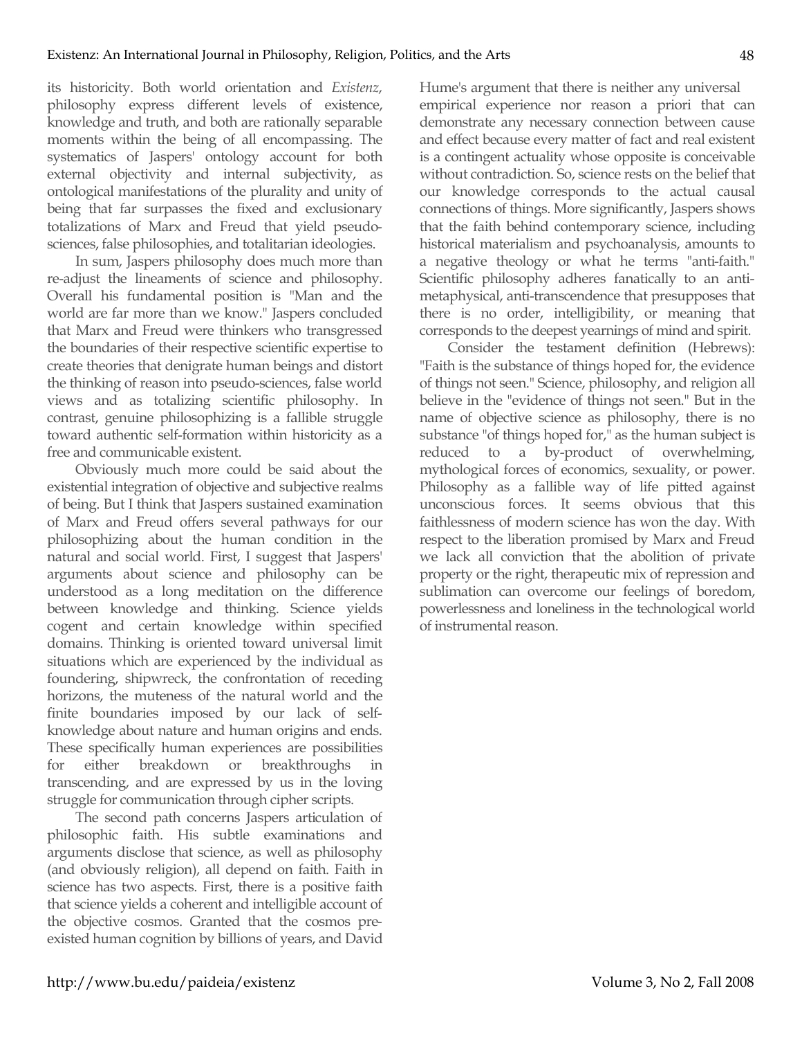its historicity. Both world orientation and *Existenz*, philosophy express different levels of existence, knowledge and truth, and both are rationally separable moments within the being of all encompassing. The systematics of Jaspers' ontology account for both external objectivity and internal subjectivity, as ontological manifestations of the plurality and unity of being that far surpasses the fixed and exclusionary totalizations of Marx and Freud that yield pseudo-sciences, false philosophies, and totalitarian ideologies.

In sum, Jaspers philosophy does much more than re-adjust the lineaments of science and philosophy. Overall his fundamental position is "Man and the world are far more than we know." Jaspers concluded that Marx and Freud were thinkers who transgressed the boundaries of their respective scientific expertise to create theories that denigrate human beings and distort the thinking of reason into pseudo-sciences, false world views and as totalizing scientific philosophy. In contrast, genuine philosophizing is a fallible struggle toward authentic self-formation within historicity as a free and communicable existent.

Obviously much more could be said about the existential integration of objective and subjective realms of being. But I think that Jaspers sustained examination of Marx and Freud offers several pathways for our philosophizing about the human condition in the natural and social world. First, I suggest that Jaspers' arguments about science and philosophy can be understood as a long meditation on the difference between knowledge and thinking. Science yields cogent and certain knowledge within specified domains. Thinking is oriented toward universal limit situations which are experienced by the individual as foundering, shipwreck, the confrontation of receding horizons, the muteness of the natural world and the finite boundaries imposed by our lack of self-knowledge about nature and human origins and ends. These specifically human experiences are possibilities for either breakdown or breakthroughs in transcending, and are expressed by us in the loving struggle for communication through cipher scripts.

The second path concerns Jaspers articulation of philosophic faith. His subtle examinations and arguments disclose that science, as well as philosophy (and obviously religion), all depend on faith. Faith in science has two aspects. First, there is a positive faith that science yields a coherent and intelligible account of the objective cosmos. Granted that the cosmos pre-existed human cognition by billions of years, and David Hume's argument that there is neither any universal empirical experience nor reason a priori that can demonstrate any necessary connection between cause and effect because every matter of fact and real existent is a contingent actuality whose opposite is conceivable without contradiction. So, science rests on the belief that our knowledge corresponds to the actual causal connections of things. More significantly, Jaspers shows that the faith behind contemporary science, including historical materialism and psychoanalysis, amounts to a negative theology or what he terms "anti-faith." Scientific philosophy adheres fanatically to an anti-metaphysical, anti-transcendence that presupposes that there is no order, intelligibility, or meaning that corresponds to the deepest yearnings of mind and spirit.

Consider the testament definition (Hebrews): "Faith is the substance of things hoped for, the evidence of things not seen." Science, philosophy, and religion all believe in the "evidence of things not seen." But in the name of objective science as philosophy, there is no substance "of things hoped for," as the human subject is reduced to a by-product of overwhelming, mythological forces of economics, sexuality, or power. Philosophy as a fallible way of life pitted against unconscious forces. It seems obvious that this faithlessness of modern science has won the day. With respect to the liberation promised by Marx and Freud we lack all conviction that the abolition of private property or the right, therapeutic mix of repression and sublimation can overcome our feelings of boredom, powerlessness and loneliness in the technological world of instrumental reason.